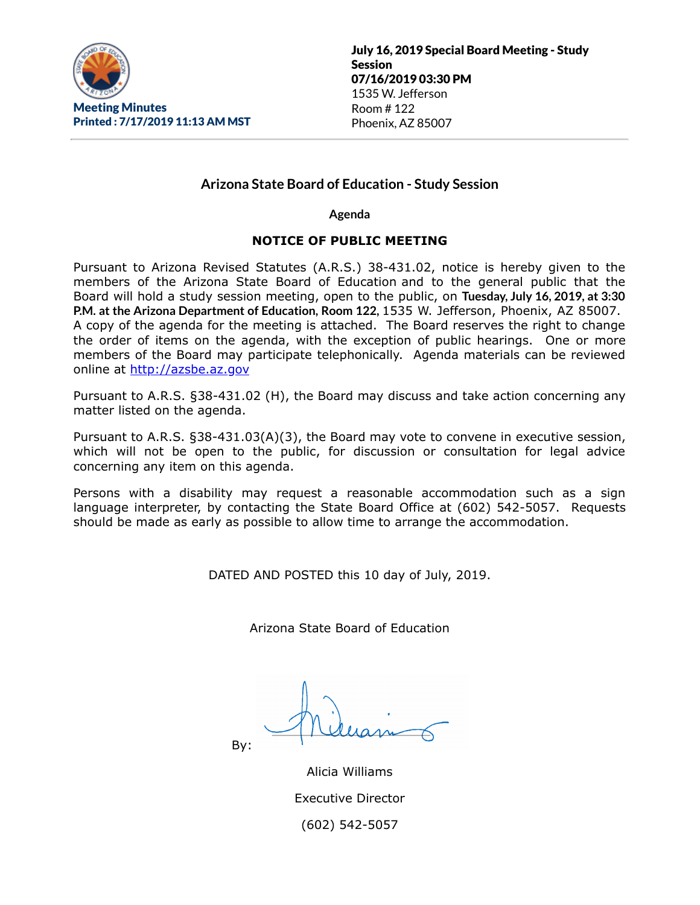**Meeting Minutes**
**Printed : 7/17/2019 11:13 AM MST**

**July 16, 2019 Special Board Meeting - Study Session**
**07/16/2019 03:30 PM**
1535 W. Jefferson
Room # 122
Phoenix, AZ 85007

## Arizona State Board of Education - Study Session

**Agenda**

**NOTICE OF PUBLIC MEETING**

Pursuant to Arizona Revised Statutes (A.R.S.) 38-431.02, notice is hereby given to the members of the Arizona State Board of Education and to the general public that the Board will hold a study session meeting, open to the public, on **Tuesday, July 16, 2019, at 3:30 P.M. at the Arizona Department of Education, Room 122**, 1535 W. Jefferson, Phoenix, AZ 85007. A copy of the agenda for the meeting is attached. The Board reserves the right to change the order of items on the agenda, with the exception of public hearings. One or more members of the Board may participate telephonically. Agenda materials can be reviewed online at http://azsbe.az.gov

Pursuant to A.R.S. §38-431.02 (H), the Board may discuss and take action concerning any matter listed on the agenda.

Pursuant to A.R.S. §38-431.03(A)(3), the Board may vote to convene in executive session, which will not be open to the public, for discussion or consultation for legal advice concerning any item on this agenda.

Persons with a disability may request a reasonable accommodation such as a sign language interpreter, by contacting the State Board Office at (602) 542-5057. Requests should be made as early as possible to allow time to arrange the accommodation.

DATED AND POSTED this 10 day of July, 2019.

Arizona State Board of Education

By:

Alicia Williams

Executive Director

(602) 542-5057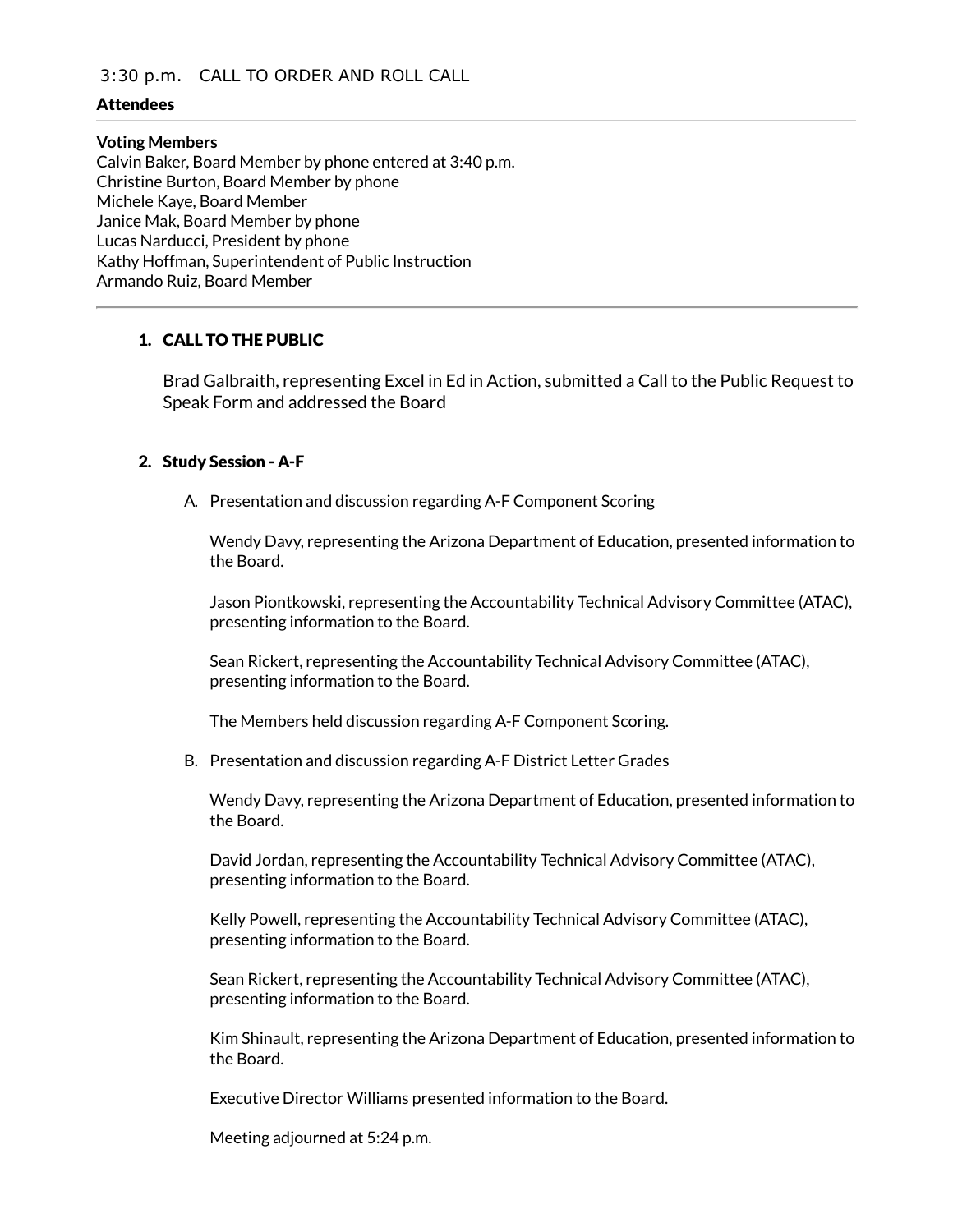3:30 p.m. CALL TO ORDER AND ROLL CALL

### Attendees

---

**Voting Members**
Calvin Baker, Board Member by phone entered at 3:40 p.m.
Christine Burton, Board Member by phone
Michele Kaye, Board Member
Janice Mak, Board Member by phone
Lucas Narducci, President by phone
Kathy Hoffman, Superintendent of Public Instruction
Armando Ruiz, Board Member

---

1. **CALL TO THE PUBLIC**

   Brad Galbraith, representing Excel in Ed in Action, submitted a Call to the Public Request to Speak Form and addressed the Board

2. **Study Session - A-F**

   A. Presentation and discussion regarding A-F Component Scoring

      Wendy Davy, representing the Arizona Department of Education, presented information to the Board.

      Jason Piontkowski, representing the Accountability Technical Advisory Committee (ATAC), presenting information to the Board.

      Sean Rickert, representing the Accountability Technical Advisory Committee (ATAC), presenting information to the Board.

      The Members held discussion regarding A-F Component Scoring.

   B. Presentation and discussion regarding A-F District Letter Grades

      Wendy Davy, representing the Arizona Department of Education, presented information to the Board.

      David Jordan, representing the Accountability Technical Advisory Committee (ATAC), presenting information to the Board.

      Kelly Powell, representing the Accountability Technical Advisory Committee (ATAC), presenting information to the Board.

      Sean Rickert, representing the Accountability Technical Advisory Committee (ATAC), presenting information to the Board.

      Kim Shinault, representing the Arizona Department of Education, presented information to the Board.

      Executive Director Williams presented information to the Board.

      Meeting adjourned at 5:24 p.m.